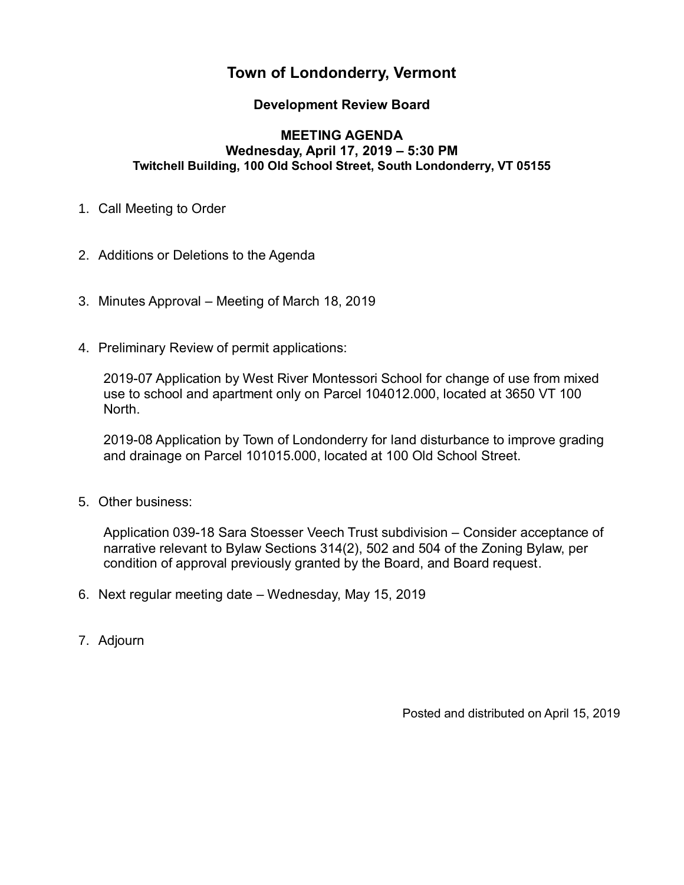# Town of Londonderry, Vermont

## Development Review Board

### MEETING AGENDA
### Wednesday, April 17, 2019 – 5:30 PM
**Twitchell Building, 100 Old School Street, South Londonderry, VT 05155**

1. Call Meeting to Order

2. Additions or Deletions to the Agenda

3. Minutes Approval – Meeting of March 18, 2019

4. Preliminary Review of permit applications:

   2019-07 Application by West River Montessori School for change of use from mixed use to school and apartment only on Parcel 104012.000, located at 3650 VT 100 North.

   2019-08 Application by Town of Londonderry for land disturbance to improve grading and drainage on Parcel 101015.000, located at 100 Old School Street.

5. Other business:

   Application 039-18 Sara Stoesser Veech Trust subdivision – Consider acceptance of narrative relevant to Bylaw Sections 314(2), 502 and 504 of the Zoning Bylaw, per condition of approval previously granted by the Board, and Board request.

6. Next regular meeting date – Wednesday, May 15, 2019

7. Adjourn

Posted and distributed on April 15, 2019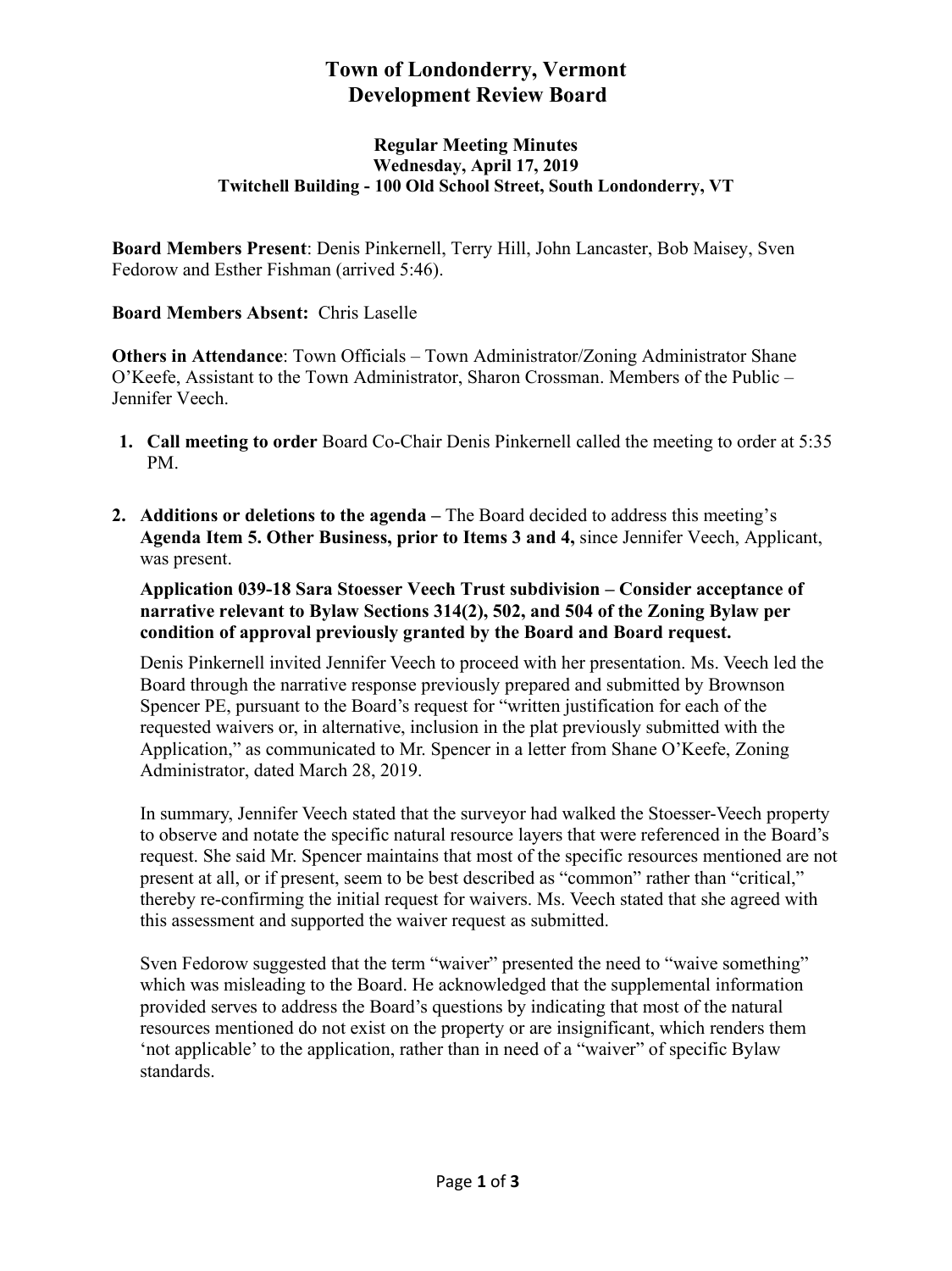# Town of Londonderry, Vermont
# Development Review Board

**Regular Meeting Minutes**
**Wednesday, April 17, 2019**
**Twitchell Building - 100 Old School Street, South Londonderry, VT**

**Board Members Present**: Denis Pinkernell, Terry Hill, John Lancaster, Bob Maisey, Sven Fedorow and Esther Fishman (arrived 5:46).

**Board Members Absent:** Chris Laselle

**Others in Attendance**: Town Officials – Town Administrator/Zoning Administrator Shane O'Keefe, Assistant to the Town Administrator, Sharon Crossman. Members of the Public – Jennifer Veech.

1. **Call meeting to order** Board Co-Chair Denis Pinkernell called the meeting to order at 5:35 PM.

2. **Additions or deletions to the agenda –** The Board decided to address this meeting's **Agenda Item 5. Other Business, prior to Items 3 and 4,** since Jennifer Veech, Applicant, was present.

   **Application 039-18 Sara Stoesser Veech Trust subdivision – Consider acceptance of narrative relevant to Bylaw Sections 314(2), 502, and 504 of the Zoning Bylaw per condition of approval previously granted by the Board and Board request.**

   Denis Pinkernell invited Jennifer Veech to proceed with her presentation. Ms. Veech led the Board through the narrative response previously prepared and submitted by Brownson Spencer PE, pursuant to the Board's request for "written justification for each of the requested waivers or, in alternative, inclusion in the plat previously submitted with the Application," as communicated to Mr. Spencer in a letter from Shane O'Keefe, Zoning Administrator, dated March 28, 2019.

   In summary, Jennifer Veech stated that the surveyor had walked the Stoesser-Veech property to observe and notate the specific natural resource layers that were referenced in the Board's request. She said Mr. Spencer maintains that most of the specific resources mentioned are not present at all, or if present, seem to be best described as "common" rather than "critical," thereby re-confirming the initial request for waivers. Ms. Veech stated that she agreed with this assessment and supported the waiver request as submitted.

   Sven Fedorow suggested that the term "waiver" presented the need to "waive something" which was misleading to the Board. He acknowledged that the supplemental information provided serves to address the Board's questions by indicating that most of the natural resources mentioned do not exist on the property or are insignificant, which renders them 'not applicable' to the application, rather than in need of a "waiver" of specific Bylaw standards.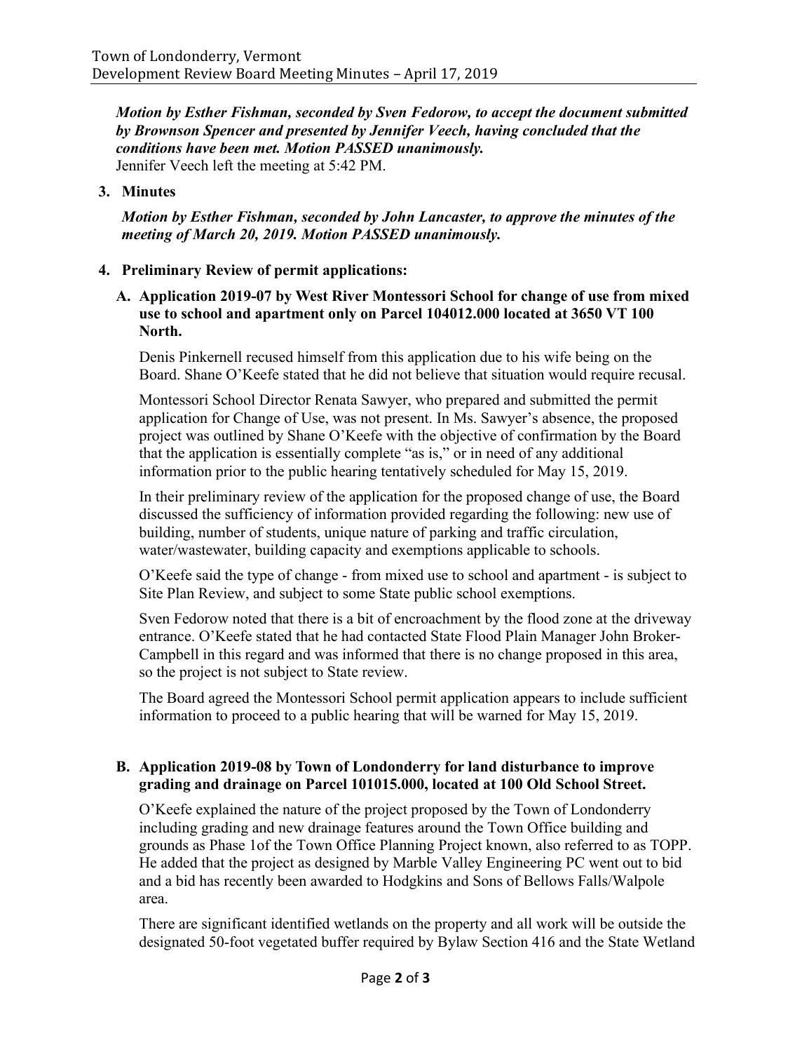***Motion by Esther Fishman, seconded by Sven Fedorow, to accept the document submitted by Brownson Spencer and presented by Jennifer Veech, having concluded that the conditions have been met. Motion PASSED unanimously.***
Jennifer Veech left the meeting at 5:42 PM.

**3. Minutes**

***Motion by Esther Fishman, seconded by John Lancaster, to approve the minutes of the meeting of March 20, 2019. Motion PASSED unanimously.***

**4. Preliminary Review of permit applications:**

**A. Application 2019-07 by West River Montessori School for change of use from mixed use to school and apartment only on Parcel 104012.000 located at 3650 VT 100 North.**

Denis Pinkernell recused himself from this application due to his wife being on the Board. Shane O'Keefe stated that he did not believe that situation would require recusal.

Montessori School Director Renata Sawyer, who prepared and submitted the permit application for Change of Use, was not present. In Ms. Sawyer's absence, the proposed project was outlined by Shane O'Keefe with the objective of confirmation by the Board that the application is essentially complete "as is," or in need of any additional information prior to the public hearing tentatively scheduled for May 15, 2019.

In their preliminary review of the application for the proposed change of use, the Board discussed the sufficiency of information provided regarding the following: new use of building, number of students, unique nature of parking and traffic circulation, water/wastewater, building capacity and exemptions applicable to schools.

O'Keefe said the type of change - from mixed use to school and apartment - is subject to Site Plan Review, and subject to some State public school exemptions.

Sven Fedorow noted that there is a bit of encroachment by the flood zone at the driveway entrance. O'Keefe stated that he had contacted State Flood Plain Manager John Broker-Campbell in this regard and was informed that there is no change proposed in this area, so the project is not subject to State review.

The Board agreed the Montessori School permit application appears to include sufficient information to proceed to a public hearing that will be warned for May 15, 2019.

**B. Application 2019-08 by Town of Londonderry for land disturbance to improve grading and drainage on Parcel 101015.000, located at 100 Old School Street.**

O'Keefe explained the nature of the project proposed by the Town of Londonderry including grading and new drainage features around the Town Office building and grounds as Phase 1of the Town Office Planning Project known, also referred to as TOPP. He added that the project as designed by Marble Valley Engineering PC went out to bid and a bid has recently been awarded to Hodgkins and Sons of Bellows Falls/Walpole area.

There are significant identified wetlands on the property and all work will be outside the designated 50-foot vegetated buffer required by Bylaw Section 416 and the State Wetland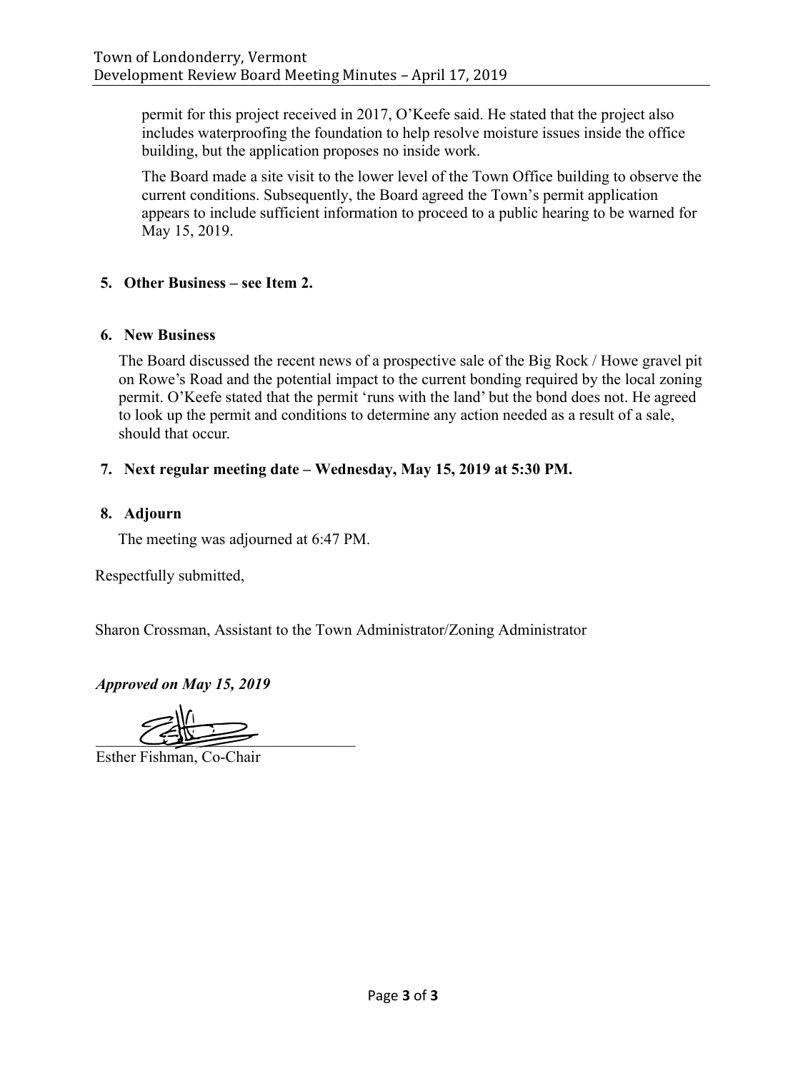permit for this project received in 2017, O'Keefe said. He stated that the project also includes waterproofing the foundation to help resolve moisture issues inside the office building, but the application proposes no inside work.

The Board made a site visit to the lower level of the Town Office building to observe the current conditions. Subsequently, the Board agreed the Town's permit application appears to include sufficient information to proceed to a public hearing to be warned for May 15, 2019.

**5. Other Business – see Item 2.**

**6. New Business**

The Board discussed the recent news of a prospective sale of the Big Rock / Howe gravel pit on Rowe's Road and the potential impact to the current bonding required by the local zoning permit. O'Keefe stated that the permit 'runs with the land' but the bond does not. He agreed to look up the permit and conditions to determine any action needed as a result of a sale, should that occur.

**7. Next regular meeting date – Wednesday, May 15, 2019 at 5:30 PM.**

**8. Adjourn**

The meeting was adjourned at 6:47 PM.

Respectfully submitted,

Sharon Crossman, Assistant to the Town Administrator/Zoning Administrator

***Approved on May 15, 2019***

\_\_\_\_\_\_\_\_\_\_\_\_\_\_\_\_\_\_\_\_\_\_\_\_\_\_\_\_\_\_\_\_\_\_

Esther Fishman, Co-Chair